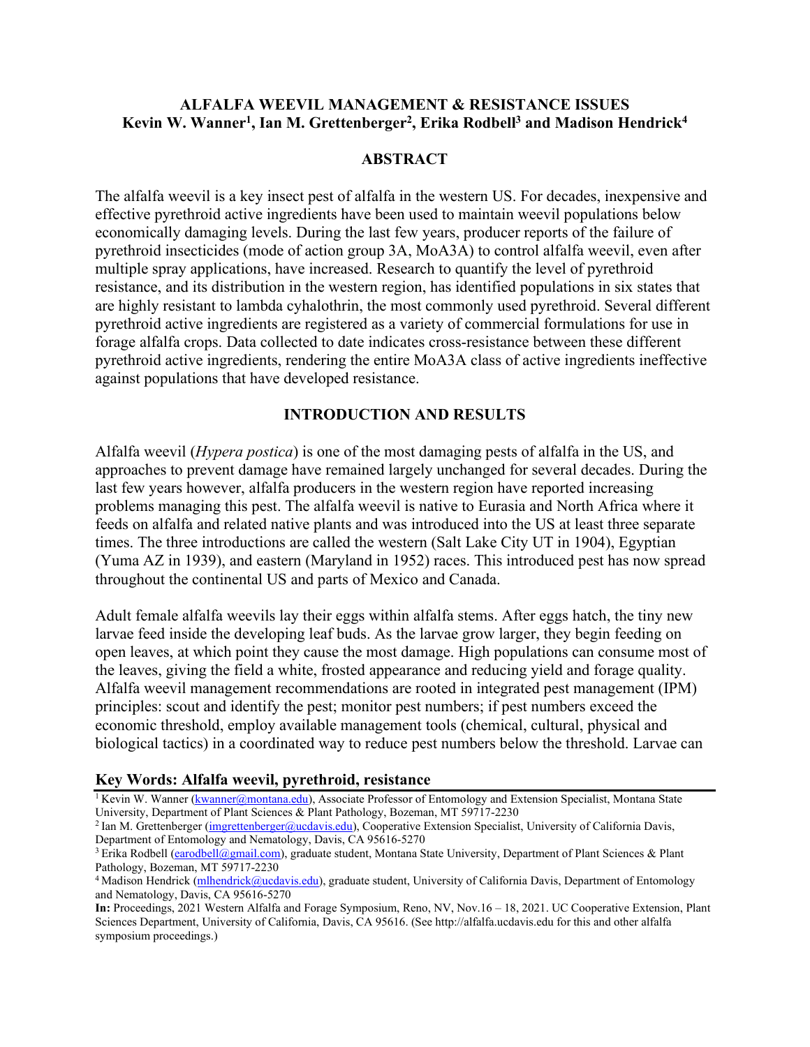# ALFALFA WEEVIL MANAGEMENT & RESISTANCE ISSUES

**Kevin W. Wanner[1], Ian M. Grettenberger[2], Erika Rodbell[3] and Madison Hendrick[4]**

## ABSTRACT

The alfalfa weevil is a key insect pest of alfalfa in the western US. For decades, inexpensive and effective pyrethroid active ingredients have been used to maintain weevil populations below economically damaging levels. During the last few years, producer reports of the failure of pyrethroid insecticides (mode of action group 3A, MoA3A) to control alfalfa weevil, even after multiple spray applications, have increased. Research to quantify the level of pyrethroid resistance, and its distribution in the western region, has identified populations in six states that are highly resistant to lambda cyhalothrin, the most commonly used pyrethroid. Several different pyrethroid active ingredients are registered as a variety of commercial formulations for use in forage alfalfa crops. Data collected to date indicates cross-resistance between these different pyrethroid active ingredients, rendering the entire MoA3A class of active ingredients ineffective against populations that have developed resistance.

## INTRODUCTION AND RESULTS

Alfalfa weevil (*Hypera postica*) is one of the most damaging pests of alfalfa in the US, and approaches to prevent damage have remained largely unchanged for several decades. During the last few years however, alfalfa producers in the western region have reported increasing problems managing this pest. The alfalfa weevil is native to Eurasia and North Africa where it feeds on alfalfa and related native plants and was introduced into the US at least three separate times. The three introductions are called the western (Salt Lake City UT in 1904), Egyptian (Yuma AZ in 1939), and eastern (Maryland in 1952) races. This introduced pest has now spread throughout the continental US and parts of Mexico and Canada.

Adult female alfalfa weevils lay their eggs within alfalfa stems. After eggs hatch, the tiny new larvae feed inside the developing leaf buds. As the larvae grow larger, they begin feeding on open leaves, at which point they cause the most damage. High populations can consume most of the leaves, giving the field a white, frosted appearance and reducing yield and forage quality. Alfalfa weevil management recommendations are rooted in integrated pest management (IPM) principles: scout and identify the pest; monitor pest numbers; if pest numbers exceed the economic threshold, employ available management tools (chemical, cultural, physical and biological tactics) in a coordinated way to reduce pest numbers below the threshold. Larvae can

**Key Words: Alfalfa weevil, pyrethroid, resistance**

[1] Kevin W. Wanner (kwanner@montana.edu), Associate Professor of Entomology and Extension Specialist, Montana State University, Department of Plant Sciences & Plant Pathology, Bozeman, MT 59717-2230

[2] Ian M. Grettenberger (imgrettenberger@ucdavis.edu), Cooperative Extension Specialist, University of California Davis, Department of Entomology and Nematology, Davis, CA 95616-5270

[3] Erika Rodbell (earodbell@gmail.com), graduate student, Montana State University, Department of Plant Sciences & Plant Pathology, Bozeman, MT 59717-2230

[4] Madison Hendrick (mlhendrick@ucdavis.edu), graduate student, University of California Davis, Department of Entomology and Nematology, Davis, CA 95616-5270

**In:** Proceedings, 2021 Western Alfalfa and Forage Symposium, Reno, NV, Nov.16 – 18, 2021. UC Cooperative Extension, Plant Sciences Department, University of California, Davis, CA 95616. (See http://alfalfa.ucdavis.edu for this and other alfalfa symposium proceedings.)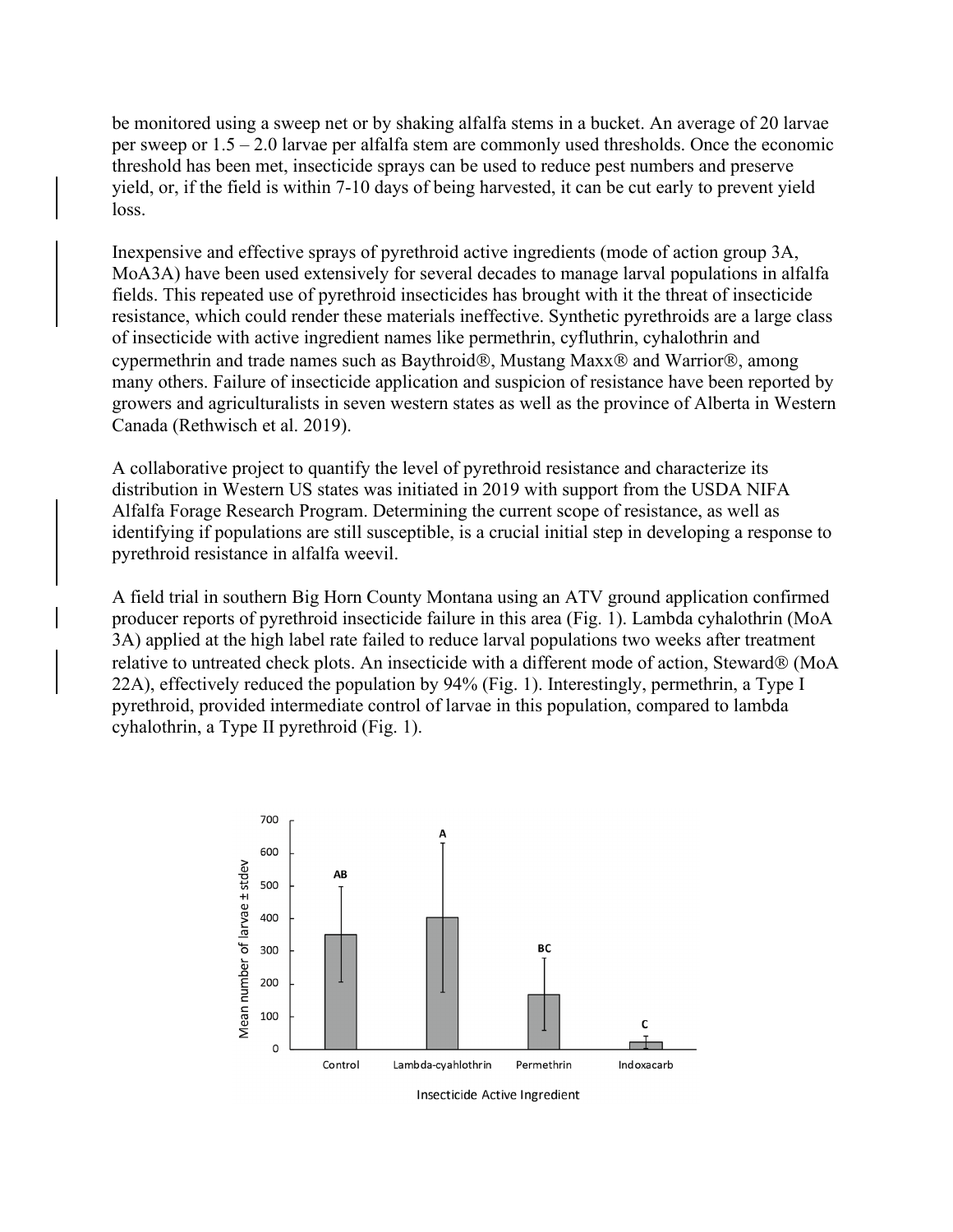be monitored using a sweep net or by shaking alfalfa stems in a bucket. An average of 20 larvae per sweep or 1.5 – 2.0 larvae per alfalfa stem are commonly used thresholds. Once the economic threshold has been met, insecticide sprays can be used to reduce pest numbers and preserve yield, or, if the field is within 7-10 days of being harvested, it can be cut early to prevent yield loss.

Inexpensive and effective sprays of pyrethroid active ingredients (mode of action group 3A, MoA3A) have been used extensively for several decades to manage larval populations in alfalfa fields. This repeated use of pyrethroid insecticides has brought with it the threat of insecticide resistance, which could render these materials ineffective. Synthetic pyrethroids are a large class of insecticide with active ingredient names like permethrin, cyfluthrin, cyhalothrin and cypermethrin and trade names such as Baythroid®, Mustang Maxx® and Warrior®, among many others. Failure of insecticide application and suspicion of resistance have been reported by growers and agriculturalists in seven western states as well as the province of Alberta in Western Canada (Rethwisch et al. 2019).

A collaborative project to quantify the level of pyrethroid resistance and characterize its distribution in Western US states was initiated in 2019 with support from the USDA NIFA Alfalfa Forage Research Program. Determining the current scope of resistance, as well as identifying if populations are still susceptible, is a crucial initial step in developing a response to pyrethroid resistance in alfalfa weevil.

A field trial in southern Big Horn County Montana using an ATV ground application confirmed producer reports of pyrethroid insecticide failure in this area (Fig. 1). Lambda cyhalothrin (MoA 3A) applied at the high label rate failed to reduce larval populations two weeks after treatment relative to untreated check plots. An insecticide with a different mode of action, Steward® (MoA 22A), effectively reduced the population by 94% (Fig. 1). Interestingly, permethrin, a Type I pyrethroid, provided intermediate control of larvae in this population, compared to lambda cyhalothrin, a Type II pyrethroid (Fig. 1).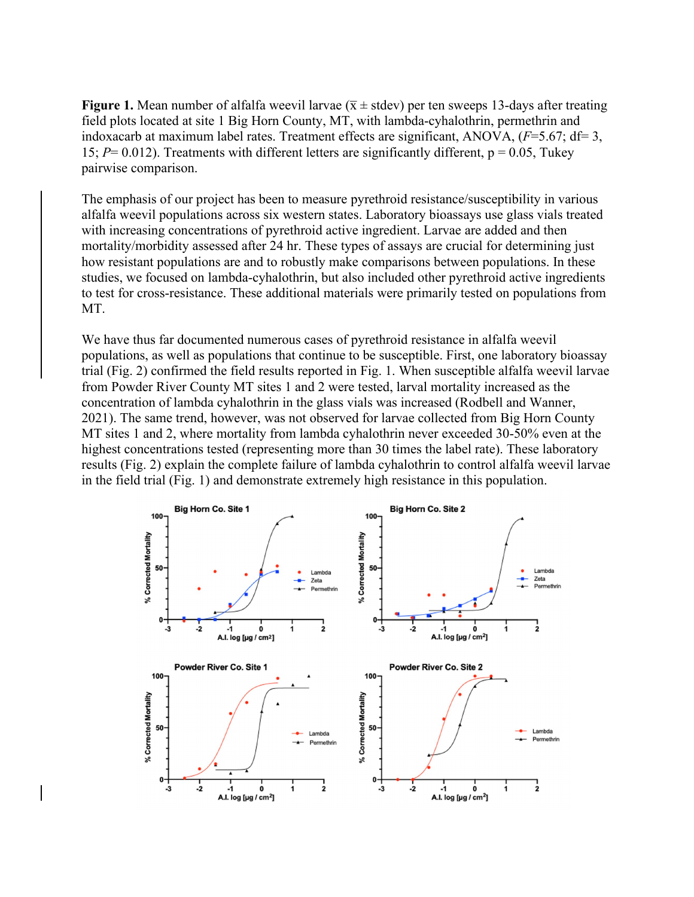**Figure 1.** Mean number of alfalfa weevil larvae ($\bar{x} \pm$ stdev) per ten sweeps 13-days after treating field plots located at site 1 Big Horn County, MT, with lambda-cyhalothrin, permethrin and indoxacarb at maximum label rates. Treatment effects are significant, ANOVA, ($F$=5.67; df= 3, 15; $P$= 0.012). Treatments with different letters are significantly different, p = 0.05, Tukey pairwise comparison.

The emphasis of our project has been to measure pyrethroid resistance/susceptibility in various alfalfa weevil populations across six western states. Laboratory bioassays use glass vials treated with increasing concentrations of pyrethroid active ingredient. Larvae are added and then mortality/morbidity assessed after 24 hr. These types of assays are crucial for determining just how resistant populations are and to robustly make comparisons between populations. In these studies, we focused on lambda-cyhalothrin, but also included other pyrethroid active ingredients to test for cross-resistance. These additional materials were primarily tested on populations from MT.

We have thus far documented numerous cases of pyrethroid resistance in alfalfa weevil populations, as well as populations that continue to be susceptible. First, one laboratory bioassay trial (Fig. 2) confirmed the field results reported in Fig. 1. When susceptible alfalfa weevil larvae from Powder River County MT sites 1 and 2 were tested, larval mortality increased as the concentration of lambda cyhalothrin in the glass vials was increased (Rodbell and Wanner, 2021). The same trend, however, was not observed for larvae collected from Big Horn County MT sites 1 and 2, where mortality from lambda cyhalothrin never exceeded 30-50% even at the highest concentrations tested (representing more than 30 times the label rate). These laboratory results (Fig. 2) explain the complete failure of lambda cyhalothrin to control alfalfa weevil larvae in the field trial (Fig. 1) and demonstrate extremely high resistance in this population.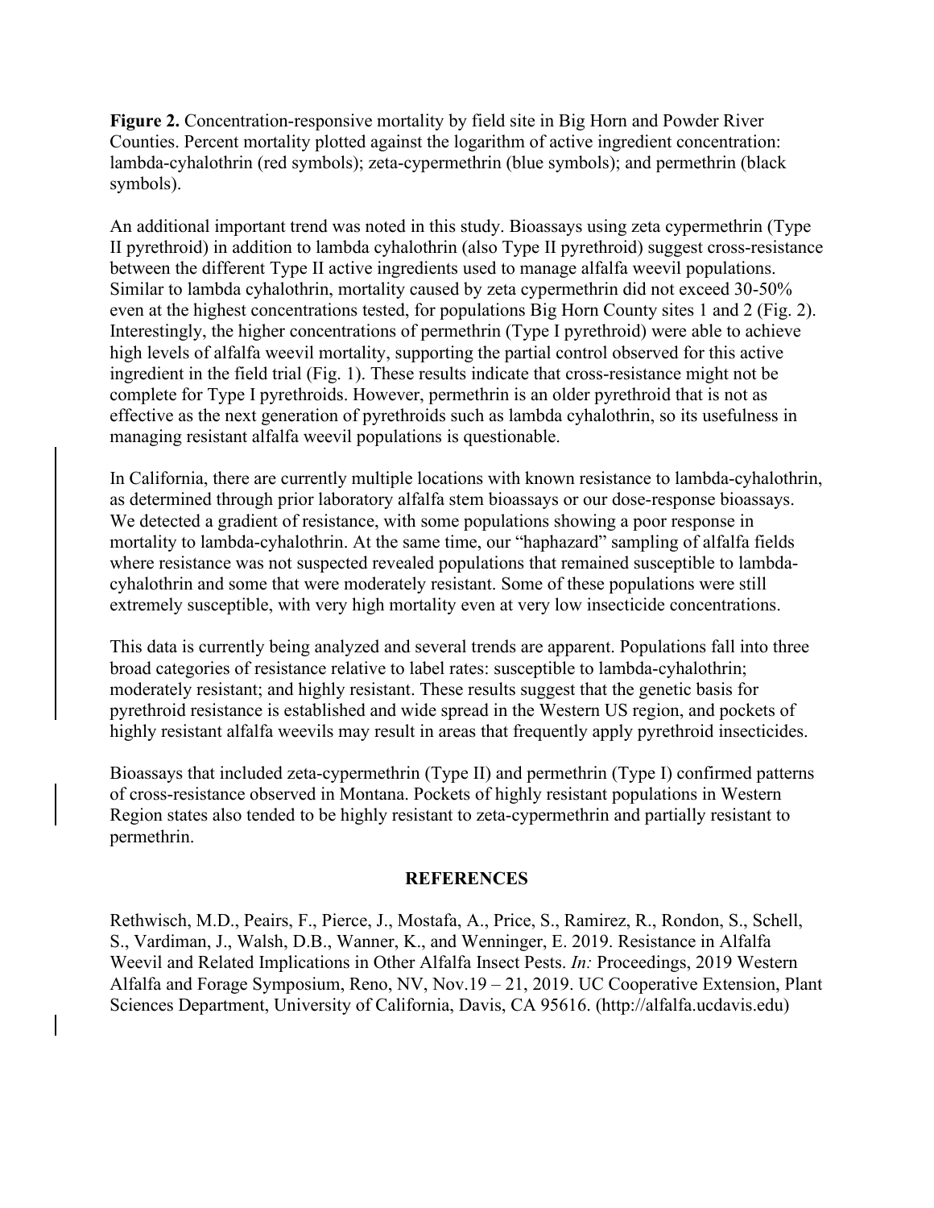**Figure 2.** Concentration-responsive mortality by field site in Big Horn and Powder River Counties. Percent mortality plotted against the logarithm of active ingredient concentration: lambda-cyhalothrin (red symbols); zeta-cypermethrin (blue symbols); and permethrin (black symbols).

An additional important trend was noted in this study. Bioassays using zeta cypermethrin (Type II pyrethroid) in addition to lambda cyhalothrin (also Type II pyrethroid) suggest cross-resistance between the different Type II active ingredients used to manage alfalfa weevil populations. Similar to lambda cyhalothrin, mortality caused by zeta cypermethrin did not exceed 30-50% even at the highest concentrations tested, for populations Big Horn County sites 1 and 2 (Fig. 2). Interestingly, the higher concentrations of permethrin (Type I pyrethroid) were able to achieve high levels of alfalfa weevil mortality, supporting the partial control observed for this active ingredient in the field trial (Fig. 1). These results indicate that cross-resistance might not be complete for Type I pyrethroids. However, permethrin is an older pyrethroid that is not as effective as the next generation of pyrethroids such as lambda cyhalothrin, so its usefulness in managing resistant alfalfa weevil populations is questionable.

In California, there are currently multiple locations with known resistance to lambda-cyhalothrin, as determined through prior laboratory alfalfa stem bioassays or our dose-response bioassays. We detected a gradient of resistance, with some populations showing a poor response in mortality to lambda-cyhalothrin. At the same time, our "haphazard" sampling of alfalfa fields where resistance was not suspected revealed populations that remained susceptible to lambda-cyhalothrin and some that were moderately resistant. Some of these populations were still extremely susceptible, with very high mortality even at very low insecticide concentrations.

This data is currently being analyzed and several trends are apparent. Populations fall into three broad categories of resistance relative to label rates: susceptible to lambda-cyhalothrin; moderately resistant; and highly resistant. These results suggest that the genetic basis for pyrethroid resistance is established and wide spread in the Western US region, and pockets of highly resistant alfalfa weevils may result in areas that frequently apply pyrethroid insecticides.

Bioassays that included zeta-cypermethrin (Type II) and permethrin (Type I) confirmed patterns of cross-resistance observed in Montana. Pockets of highly resistant populations in Western Region states also tended to be highly resistant to zeta-cypermethrin and partially resistant to permethrin.

## REFERENCES

Rethwisch, M.D., Peairs, F., Pierce, J., Mostafa, A., Price, S., Ramirez, R., Rondon, S., Schell, S., Vardiman, J., Walsh, D.B., Wanner, K., and Wenninger, E. 2019. Resistance in Alfalfa Weevil and Related Implications in Other Alfalfa Insect Pests. *In:* Proceedings, 2019 Western Alfalfa and Forage Symposium, Reno, NV, Nov.19 – 21, 2019. UC Cooperative Extension, Plant Sciences Department, University of California, Davis, CA 95616. (http://alfalfa.ucdavis.edu)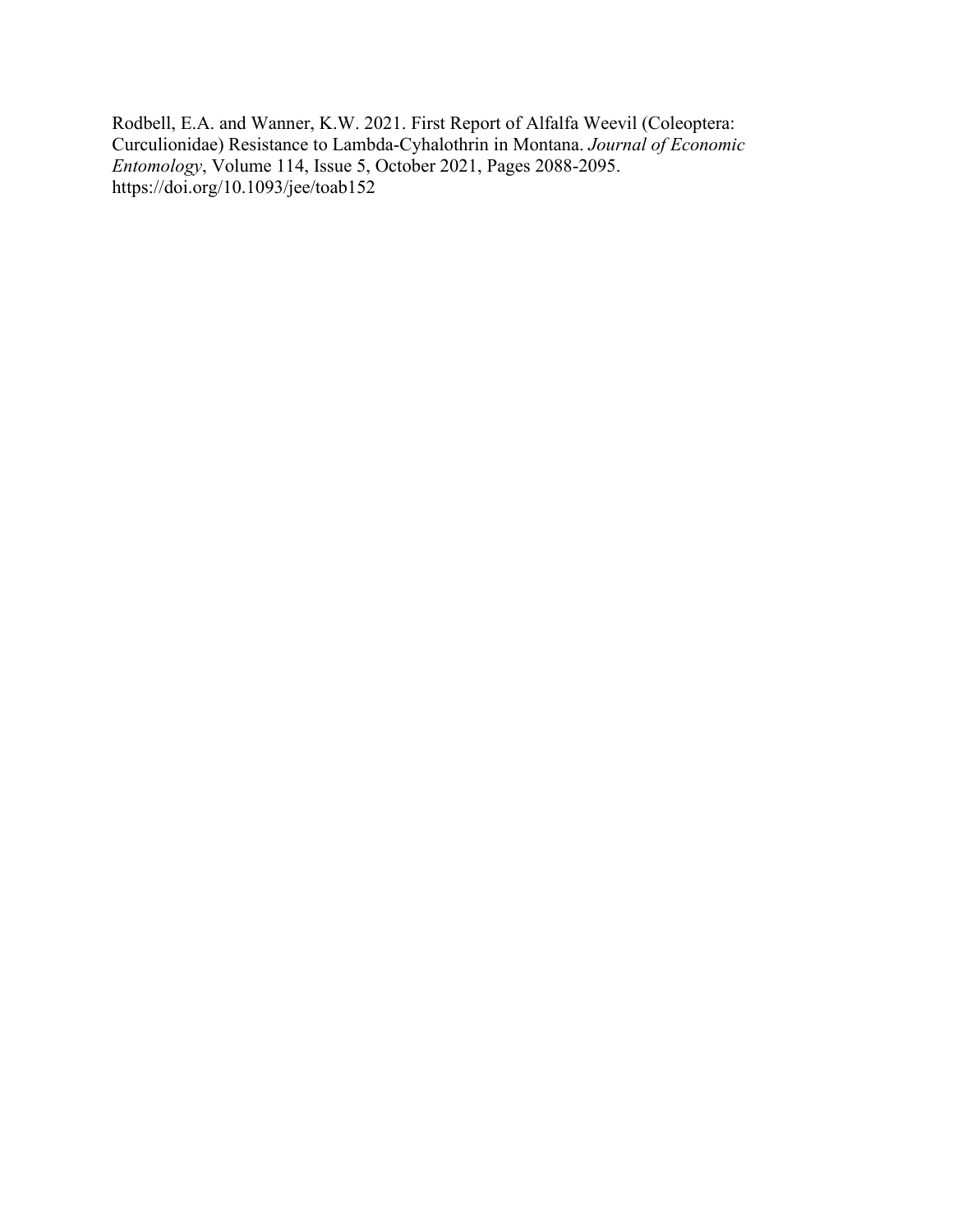Rodbell, E.A. and Wanner, K.W. 2021. First Report of Alfalfa Weevil (Coleoptera: Curculionidae) Resistance to Lambda-Cyhalothrin in Montana. *Journal of Economic Entomology*, Volume 114, Issue 5, October 2021, Pages 2088-2095. https://doi.org/10.1093/jee/toab152